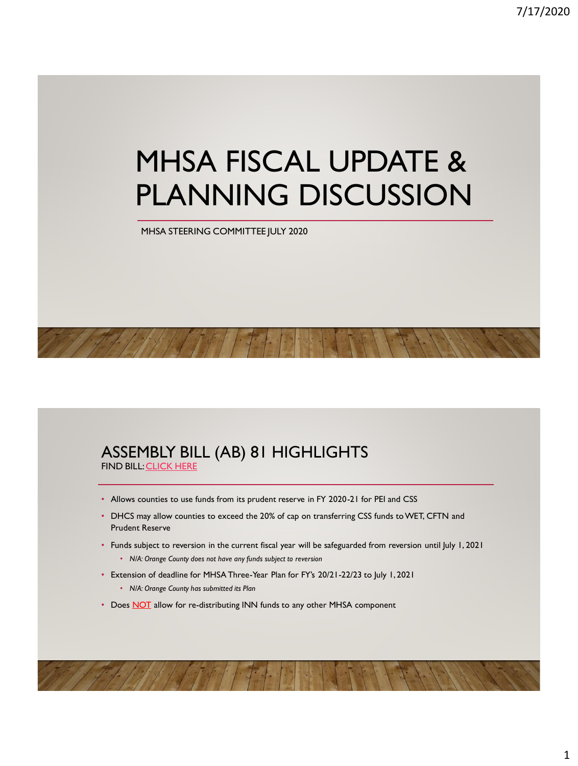# MHSA FISCAL UPDATE & PLANNING DISCUSSION

MHSA STEERING COMMITTEE JULY 2020

## ASSEMBLY BILL (AB) 81 HIGHLIGHTS

FIND BILL: CLICK HERE

- Allows counties to use funds from its prudent reserve in FY 2020-21 for PEI and CSS
- DHCS may allow counties to exceed the 20% of cap on transferring CSS funds to WET, CFTN and Prudent Reserve
- Funds subject to reversion in the current fiscal year will be safeguarded from reversion until July 1, 2021
  - *N/A: Orange County does not have any funds subject to reversion*
- Extension of deadline for MHSA Three-Year Plan for FY's 20/21-22/23 to July 1, 2021
  - *N/A: Orange County has submitted its Plan*
- Does NOT allow for re-distributing INN funds to any other MHSA component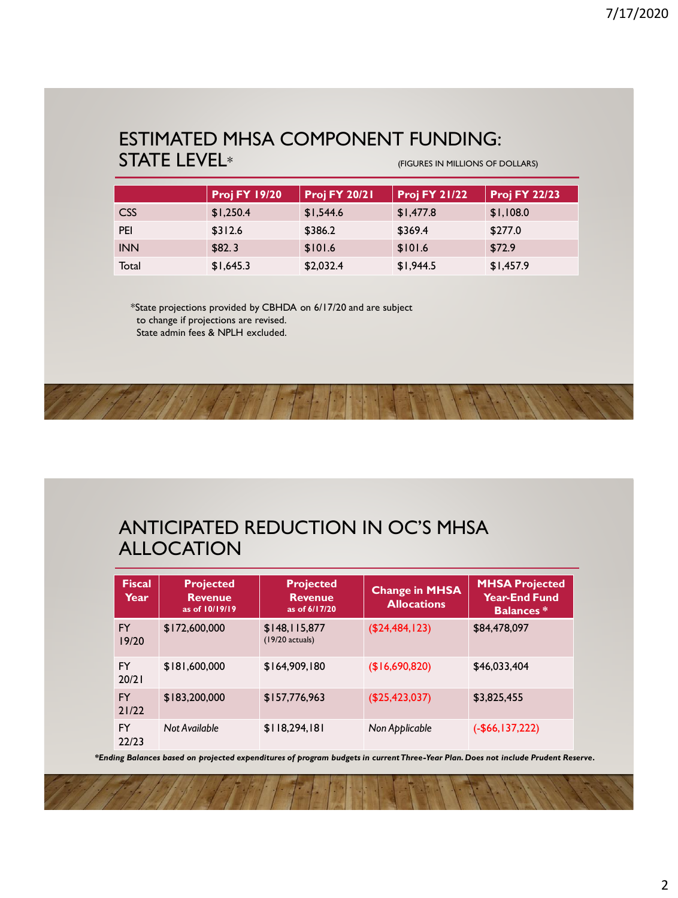## ESTIMATED MHSA COMPONENT FUNDING: STATE LEVEL*

(FIGURES IN MILLIONS OF DOLLARS)

| | Proj FY 19/20 | Proj FY 20/21 | Proj FY 21/22 | Proj FY 22/23 |
|---|---|---|---|---|
| CSS | $1,250.4 | $1,544.6 | $1,477.8 | $1,108.0 |
| PEI | $312.6 | $386.2 | $369.4 | $277.0 |
| INN | $82.3 | $101.6 | $101.6 | $72.9 |
| Total | $1,645.3 | $2,032.4 | $1,944.5 | $1,457.9 |

*State projections provided by CBHDA on 6/17/20 and are subject to change if projections are revised.
State admin fees & NPLH excluded.

## ANTICIPATED REDUCTION IN OC'S MHSA ALLOCATION

| Fiscal Year | Projected Revenue as of 10/19/19 | Projected Revenue as of 6/17/20 | Change in MHSA Allocations | MHSA Projected Year-End Fund Balances * |
|---|---|---|---|---|
| FY 19/20 | $172,600,000 | $148,115,877 (19/20 actuals) | ($24,484,123) | $84,478,097 |
| FY 20/21 | $181,600,000 | $164,909,180 | ($16,690,820) | $46,033,404 |
| FY 21/22 | $183,200,000 | $157,776,963 | ($25,423,037) | $3,825,455 |
| FY 22/23 | *Not Available* | $118,294,181 | *Non Applicable* | (-$66,137,222) |

***Ending Balances based on projected expenditures of program budgets in current Three-Year Plan. Does not include Prudent Reserve.***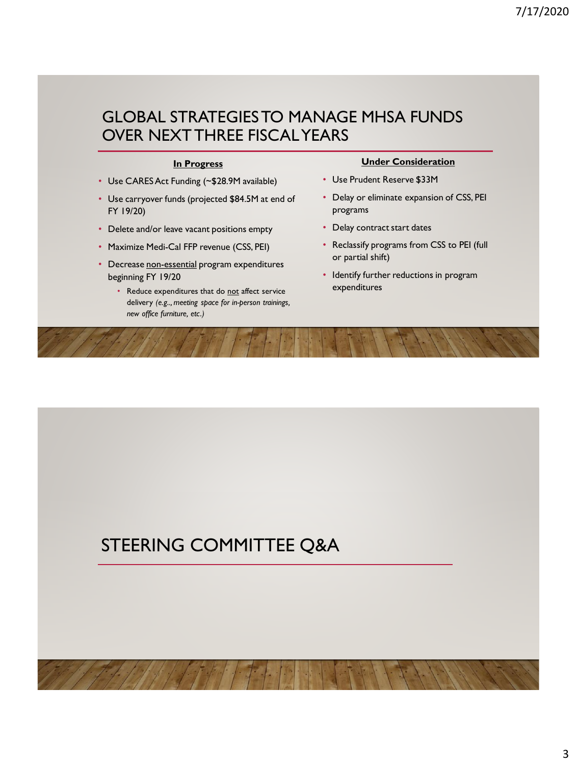# GLOBAL STRATEGIES TO MANAGE MHSA FUNDS OVER NEXT THREE FISCAL YEARS

**In Progress**

- Use CARES Act Funding (~$28.9M available)
- Use carryover funds (projected $84.5M at end of FY 19/20)
- Delete and/or leave vacant positions empty
- Maximize Medi-Cal FFP revenue (CSS, PEI)
- Decrease non-essential program expenditures beginning FY 19/20
  - Reduce expenditures that do not affect service delivery *(e.g.., meeting space for in-person trainings, new office furniture, etc.)*

**Under Consideration**

- Use Prudent Reserve $33M
- Delay or eliminate expansion of CSS, PEI programs
- Delay contract start dates
- Reclassify programs from CSS to PEI (full or partial shift)
- Identify further reductions in program expenditures

# STEERING COMMITTEE Q&A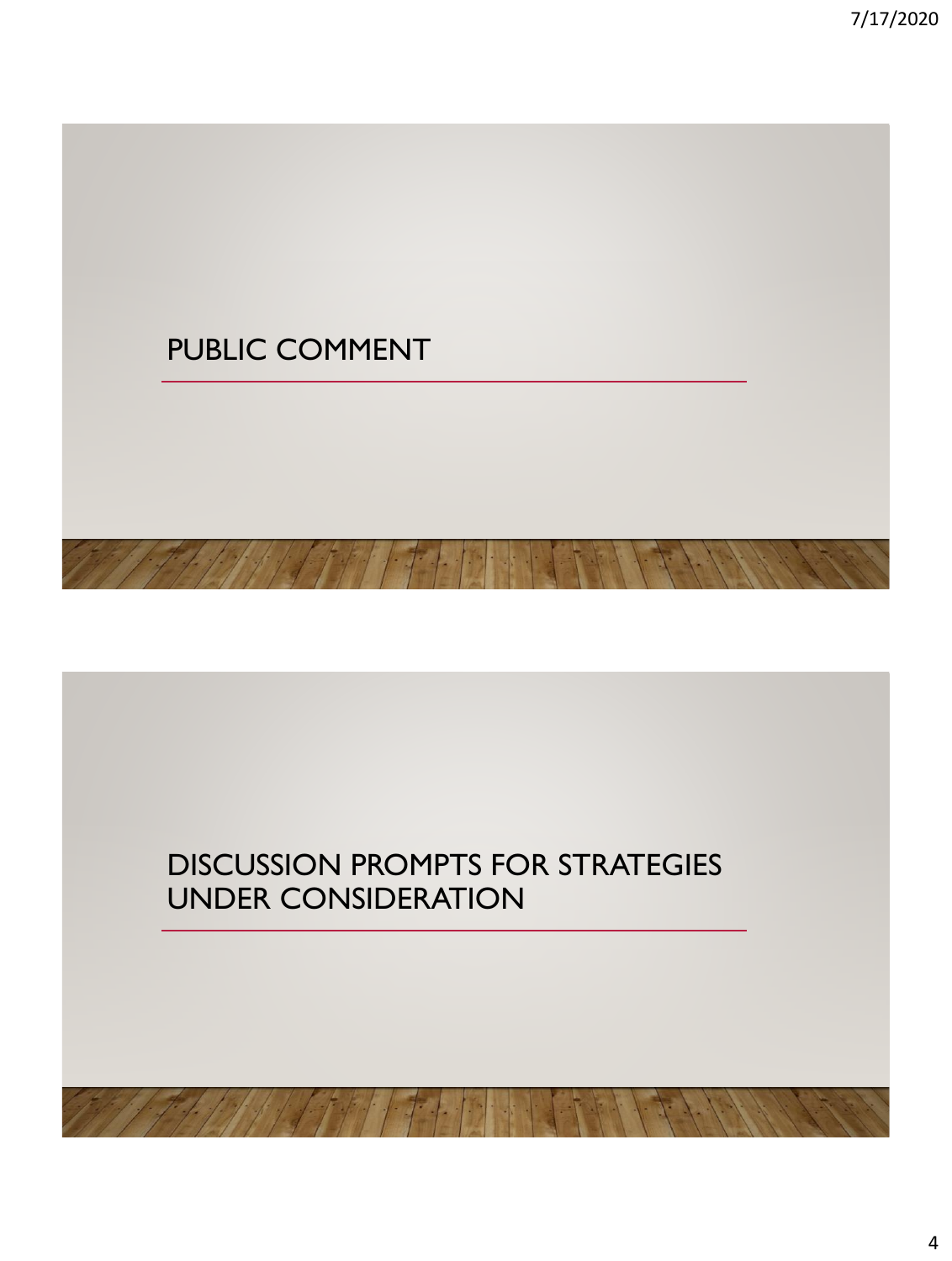## PUBLIC COMMENT

## DISCUSSION PROMPTS FOR STRATEGIES UNDER CONSIDERATION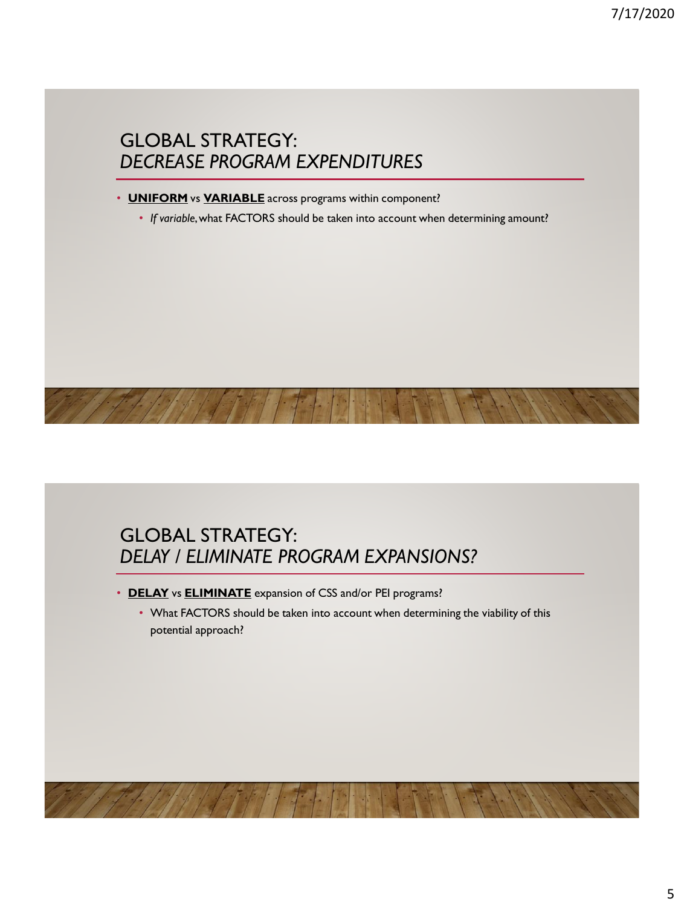## GLOBAL STRATEGY: *DECREASE PROGRAM EXPENDITURES*

- **UNIFORM** vs **VARIABLE** across programs within component?
  - *If variable*, what FACTORS should be taken into account when determining amount?

## GLOBAL STRATEGY: *DELAY / ELIMINATE PROGRAM EXPANSIONS?*

- **DELAY** vs **ELIMINATE** expansion of CSS and/or PEI programs?
  - What FACTORS should be taken into account when determining the viability of this potential approach?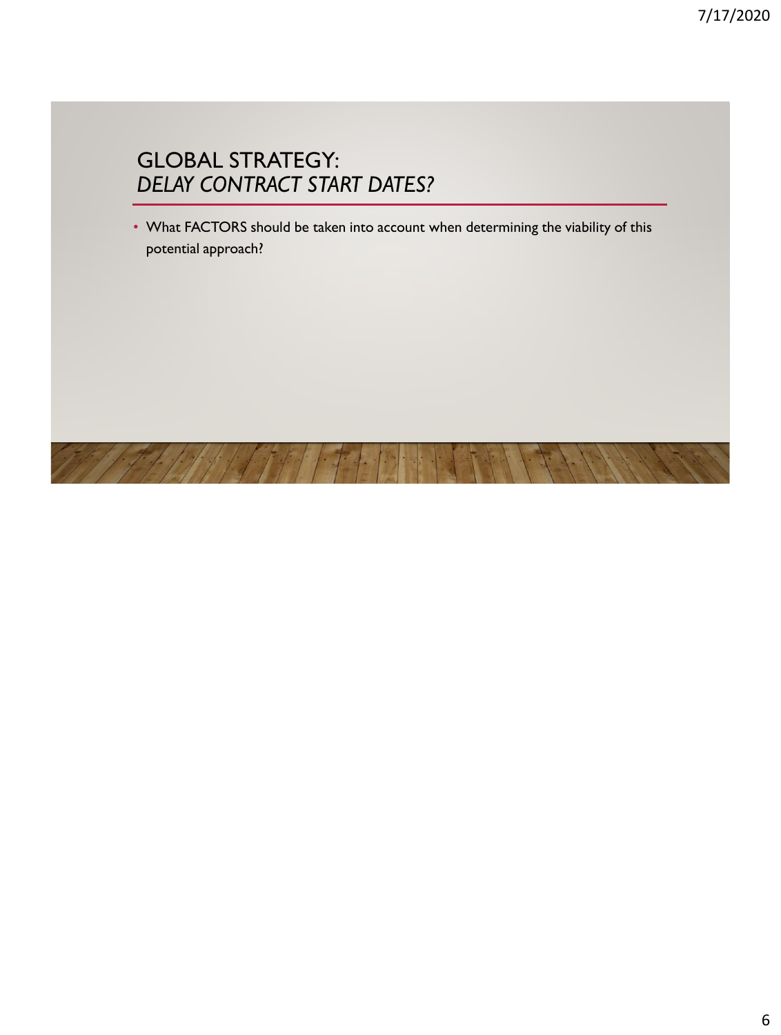# GLOBAL STRATEGY:
# *DELAY CONTRACT START DATES?*

- What FACTORS should be taken into account when determining the viability of this potential approach?